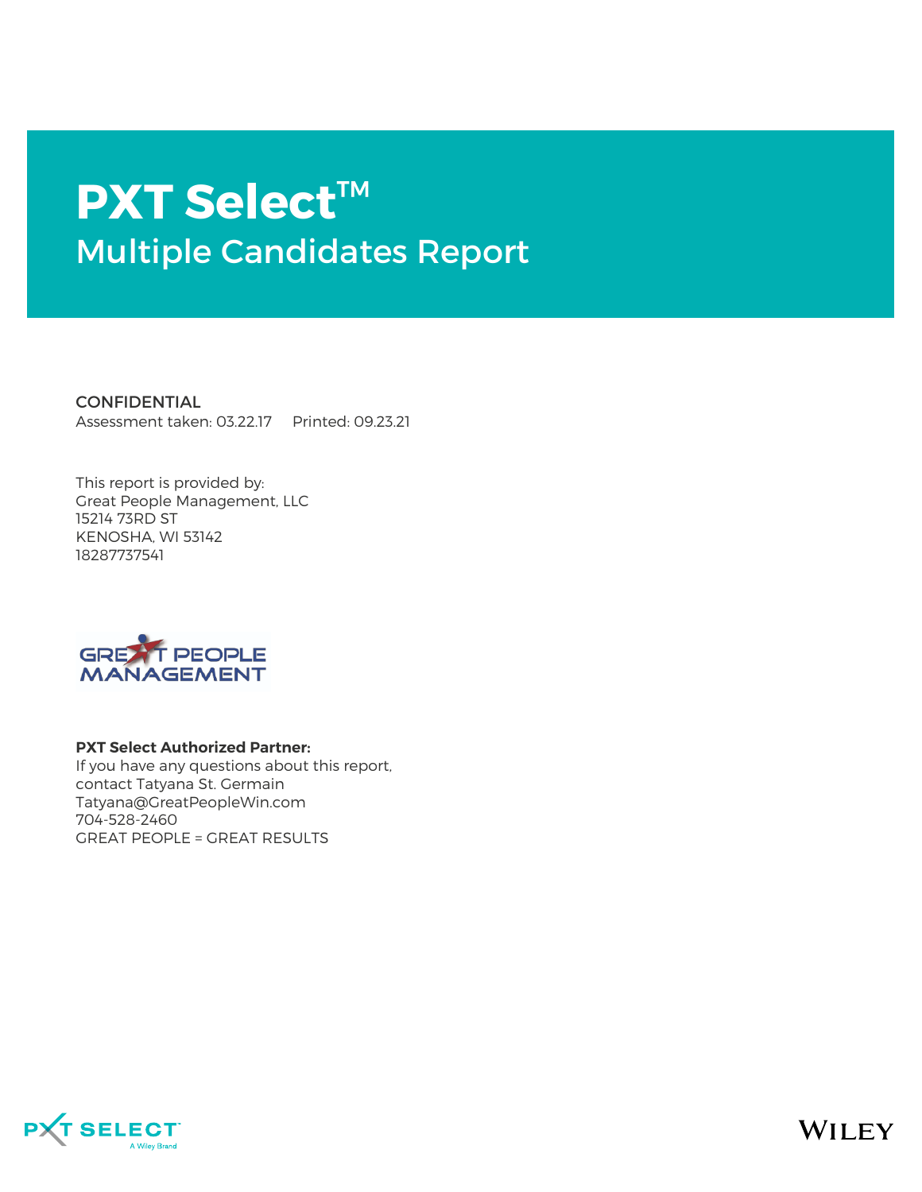# PXT Select™

## Multiple Candidates Report

CONFIDENTIAL
Assessment taken: 03.22.17 Printed: 09.23.21

This report is provided by:
Great People Management, LLC
15214 73RD ST
KENOSHA, WI 53142
18287737541

**PXT Select Authorized Partner:**
If you have any questions about this report, contact Tatyana St. Germain
Tatyana@GreatPeopleWin.com
704-528-2460
GREAT PEOPLE = GREAT RESULTS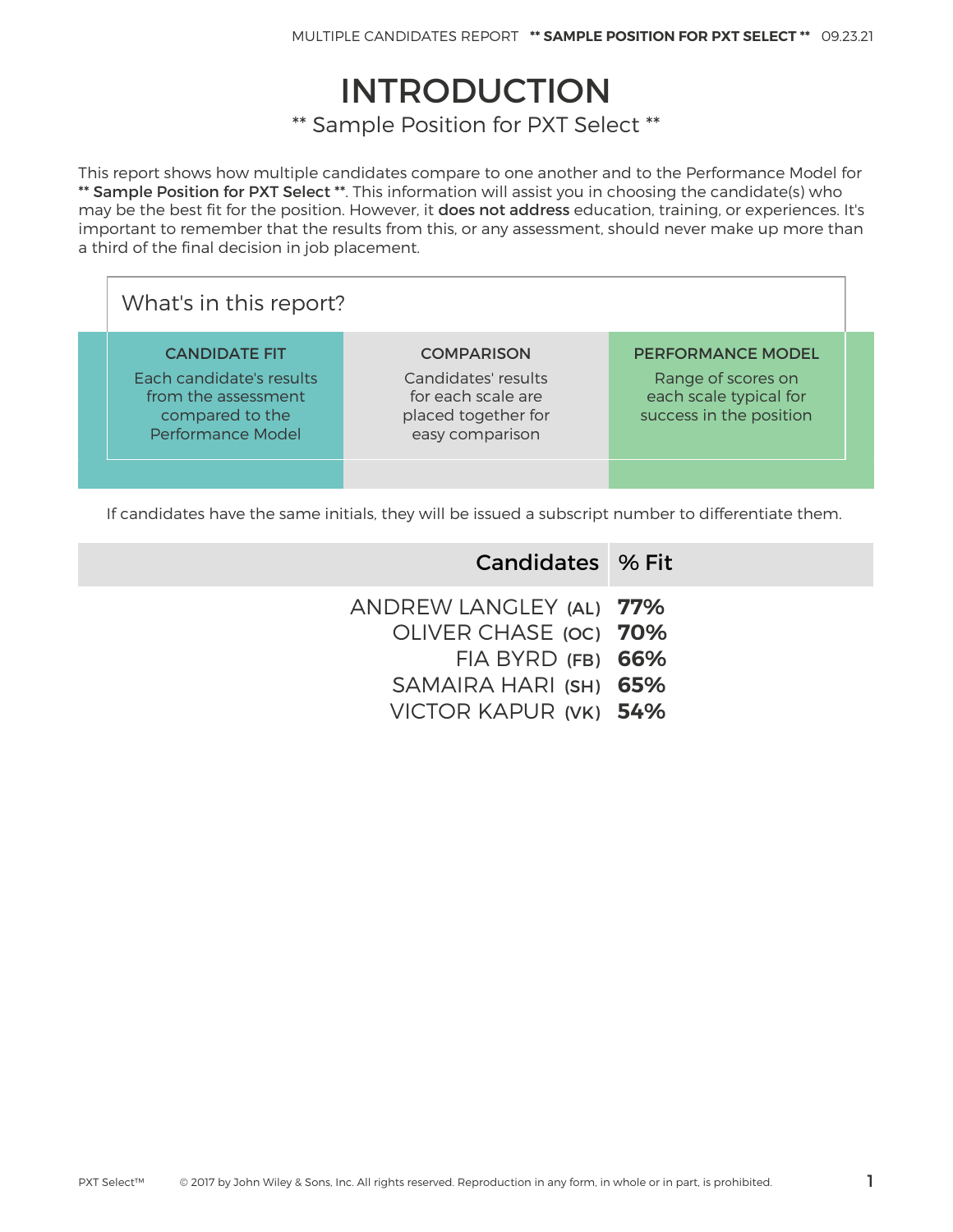# INTRODUCTION

** Sample Position for PXT Select **

This report shows how multiple candidates compare to one another and to the Performance Model for **** Sample Position for PXT Select ****. This information will assist you in choosing the candidate(s) who may be the best fit for the position. However, it **does not address** education, training, or experiences. It's important to remember that the results from this, or any assessment, should never make up more than a third of the final decision in job placement.

## What's in this report?

| CANDIDATE FIT | COMPARISON | PERFORMANCE MODEL |
| --- | --- | --- |
| Each candidate's results from the assessment compared to the Performance Model | Candidates' results for each scale are placed together for easy comparison | Range of scores on each scale typical for success in the position |

If candidates have the same initials, they will be issued a subscript number to differentiate them.

| Candidates | % Fit |
| --- | --- |
| ANDREW LANGLEY (AL) | **77%** |
| OLIVER CHASE (OC) | **70%** |
| FIA BYRD (FB) | **66%** |
| SAMAIRA HARI (SH) | **65%** |
| VICTOR KAPUR (VK) | **54%** |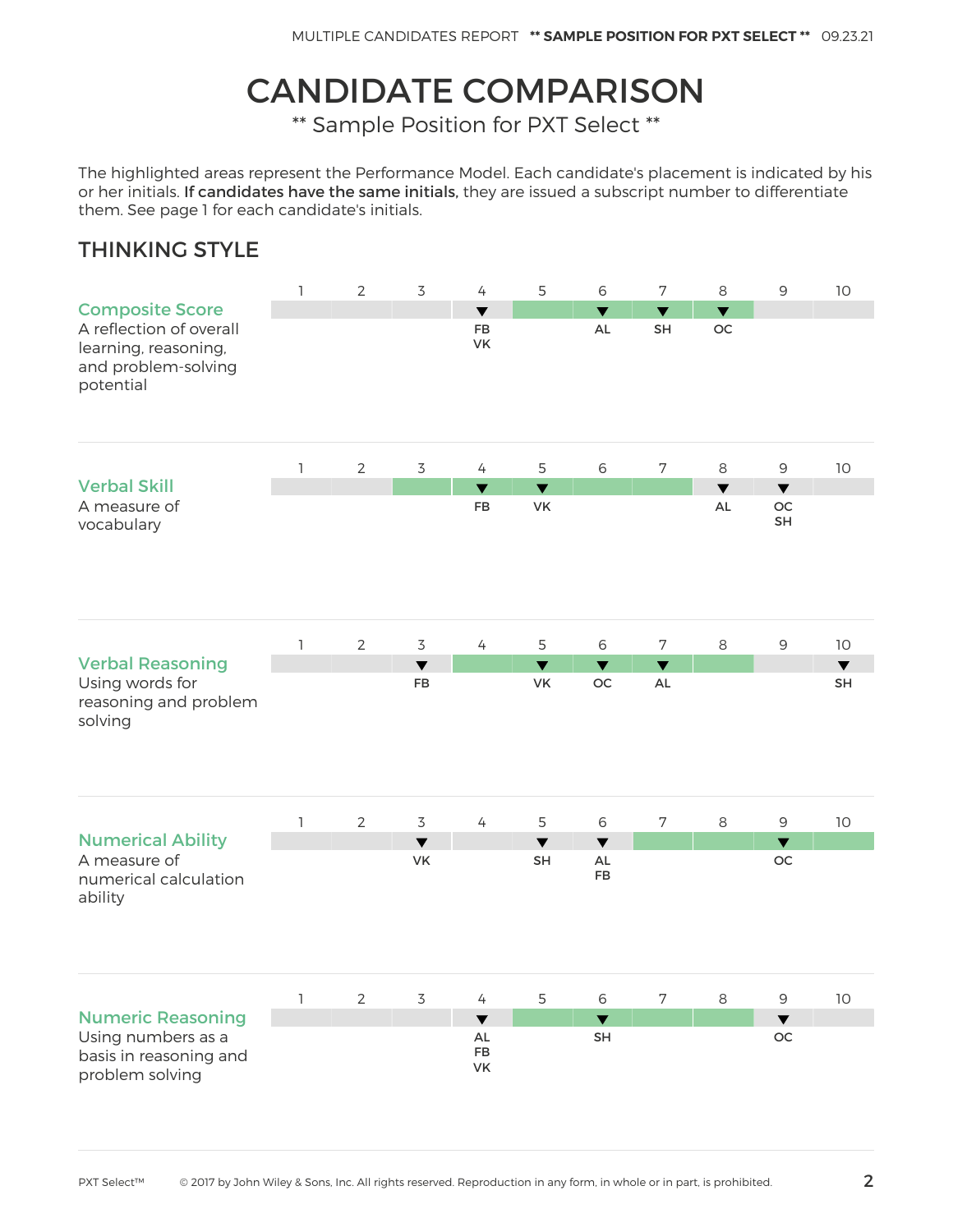# CANDIDATE COMPARISON

** Sample Position for PXT Select **

The highlighted areas represent the Performance Model. Each candidate's placement is indicated by his or her initials. **If candidates have the same initials,** they are issued a subscript number to differentiate them. See page 1 for each candidate's initials.

## THINKING STYLE

### Composite Score

A reflection of overall learning, reasoning, and problem-solving potential

| 1 | 2 | 3 | 4 | 5 | 6 | 7 | 8 | 9 | 10 |
|---|---|---|---|---|---|---|---|---|---|
| | | | FB VK | | AL | SH | OC | | |

Performance Model: 5–8

### Verbal Skill

A measure of vocabulary

| 1 | 2 | 3 | 4 | 5 | 6 | 7 | 8 | 9 | 10 |
|---|---|---|---|---|---|---|---|---|---|
| | | | FB | VK | | | AL | OC SH | |

Performance Model: 3–7

### Verbal Reasoning

Using words for reasoning and problem solving

| 1 | 2 | 3 | 4 | 5 | 6 | 7 | 8 | 9 | 10 |
|---|---|---|---|---|---|---|---|---|---|
| | | FB | | VK | OC | AL | | | SH |

Performance Model: 4–8

### Numerical Ability

A measure of numerical calculation ability

| 1 | 2 | 3 | 4 | 5 | 6 | 7 | 8 | 9 | 10 |
|---|---|---|---|---|---|---|---|---|---|
| | | VK | | SH | AL FB | | | OC | |

Performance Model: 7–10

### Numeric Reasoning

Using numbers as a basis in reasoning and problem solving

| 1 | 2 | 3 | 4 | 5 | 6 | 7 | 8 | 9 | 10 |
|---|---|---|---|---|---|---|---|---|---|
| | | | AL FB VK | | SH | | | OC | |

Performance Model: 5–8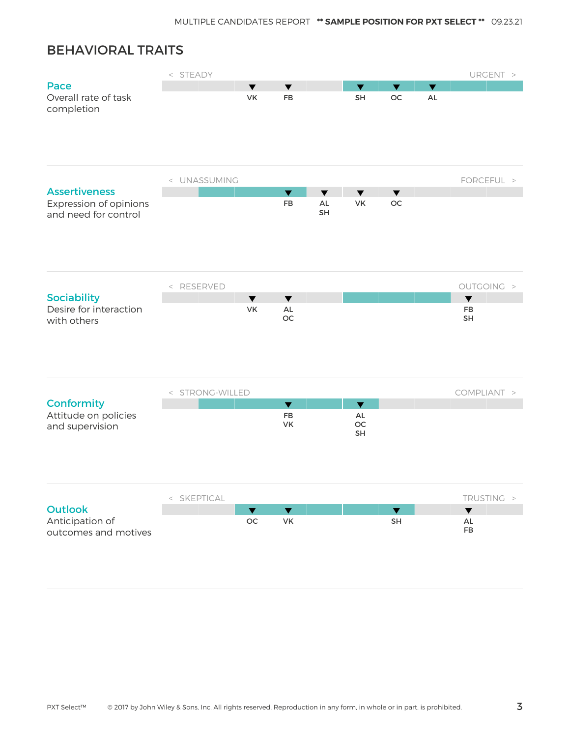## BEHAVIORAL TRAITS

### Pace
Overall rate of task completion

< STEADY — URGENT >

VK, FB, SH, OC, AL

### Assertiveness
Expression of opinions and need for control

< UNASSUMING — FORCEFUL >

FB, AL SH, VK, OC

### Sociability
Desire for interaction with others

< RESERVED — OUTGOING >

VK, AL OC, FB SH

### Conformity
Attitude on policies and supervision

< STRONG-WILLED — COMPLIANT >

FB VK, AL OC SH

### Outlook
Anticipation of outcomes and motives

< SKEPTICAL — TRUSTING >

OC, VK, SH, AL FB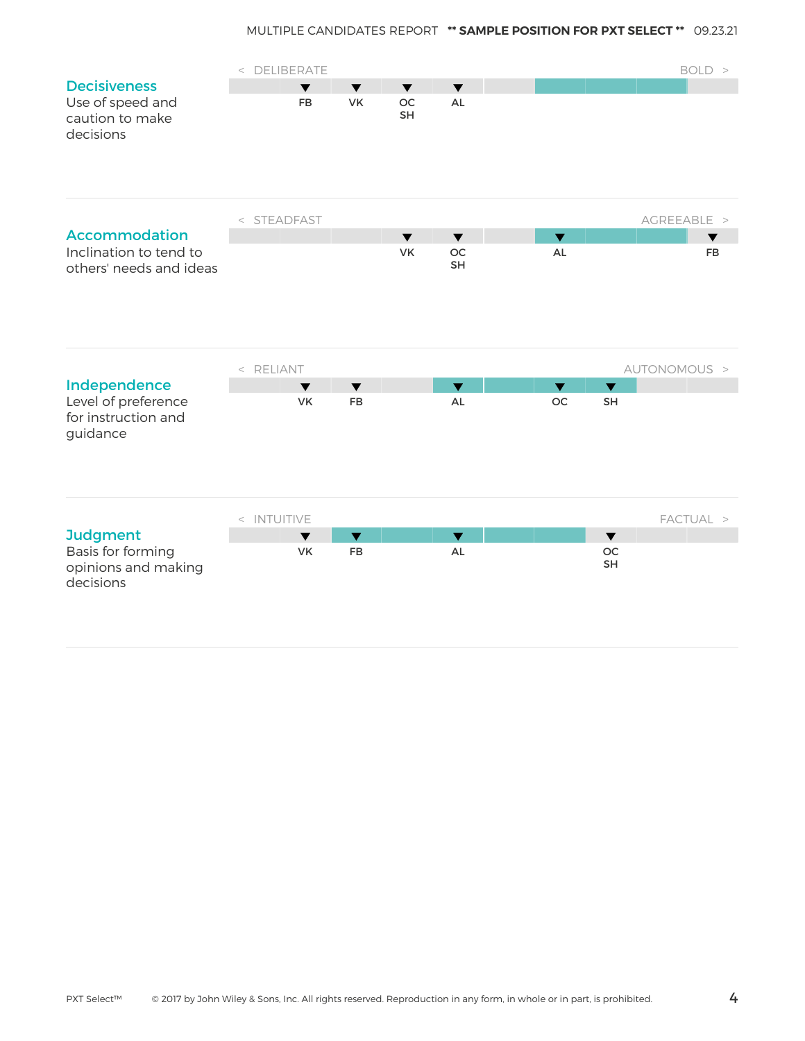MULTIPLE CANDIDATES REPORT **SAMPLE POSITION FOR PXT SELECT**

## Decisiveness
Use of speed and caution to make decisions

< DELIBERATE — BOLD >

| 1 | 2 | 3 | 4 | 5 | 6 | 7 | 8 | 9 | 10 |
|---|---|---|---|---|---|---|---|---|---|
| | FB | VK | OC SH | AL | | | | | |

## Accommodation
Inclination to tend to others' needs and ideas

< STEADFAST — AGREEABLE >

| 1 | 2 | 3 | 4 | 5 | 6 | 7 | 8 | 9 | 10 |
|---|---|---|---|---|---|---|---|---|---|
| | | | VK | OC SH | | AL | | | FB |

## Independence
Level of preference for instruction and guidance

< RELIANT — AUTONOMOUS >

| 1 | 2 | 3 | 4 | 5 | 6 | 7 | 8 | 9 | 10 |
|---|---|---|---|---|---|---|---|---|---|
| | VK | FB | | AL | | OC | SH | | |

## Judgment
Basis for forming opinions and making decisions

< INTUITIVE — FACTUAL >

| 1 | 2 | 3 | 4 | 5 | 6 | 7 | 8 | 9 | 10 |
|---|---|---|---|---|---|---|---|---|---|
| | VK | FB | | AL | | | OC SH | | |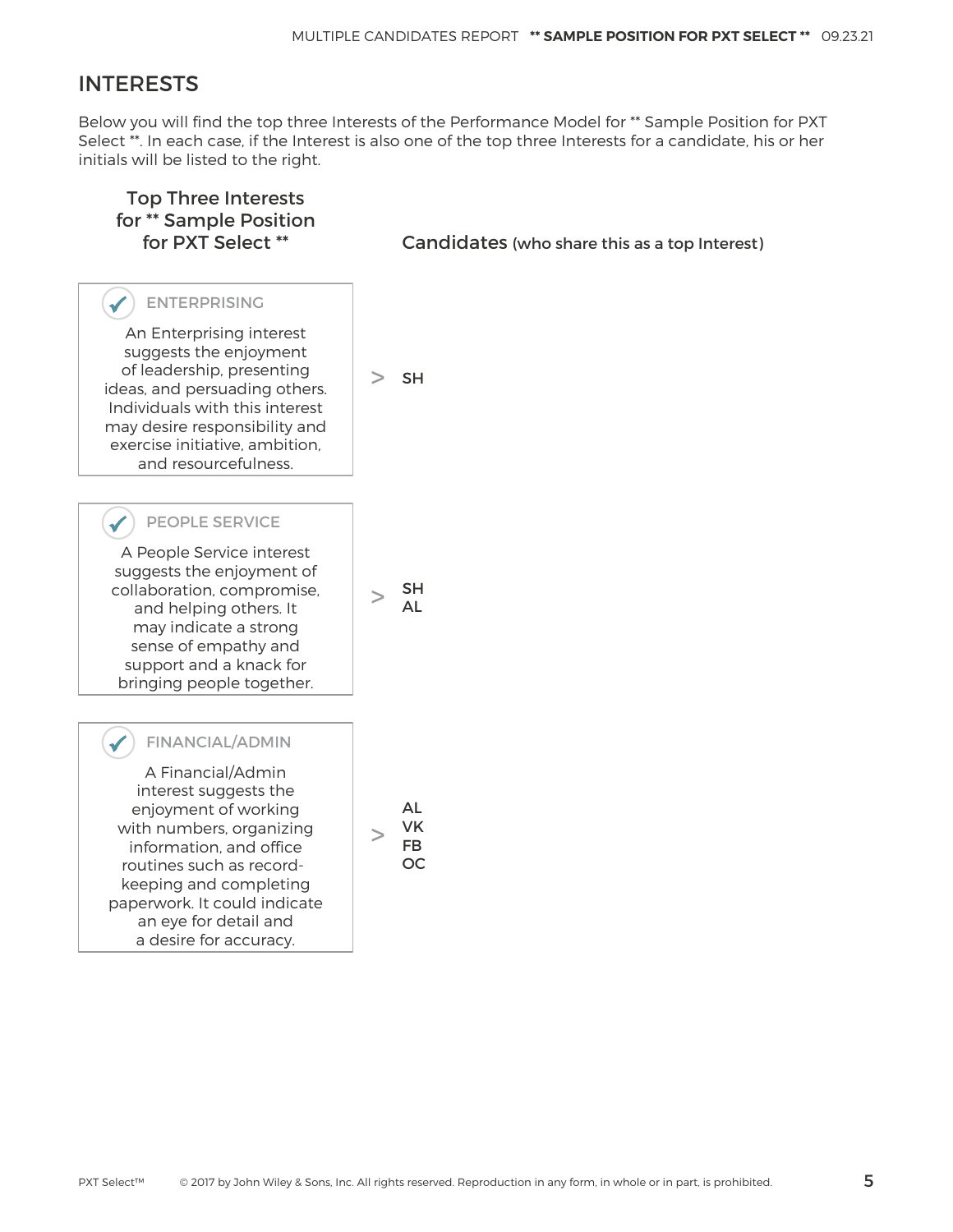## INTERESTS

Below you will find the top three Interests of the Performance Model for ** Sample Position for PXT Select **. In each case, if the Interest is also one of the top three Interests for a candidate, his or her initials will be listed to the right.

| Top Three Interests for ** Sample Position for PXT Select ** | Candidates (who share this as a top Interest) |
|---|---|
| **ENTERPRISING**<br>An Enterprising interest suggests the enjoyment of leadership, presenting ideas, and persuading others. Individuals with this interest may desire responsibility and exercise initiative, ambition, and resourcefulness. | SH |
| **PEOPLE SERVICE**<br>A People Service interest suggests the enjoyment of collaboration, compromise, and helping others. It may indicate a strong sense of empathy and support and a knack for bringing people together. | SH<br>AL |
| **FINANCIAL/ADMIN**<br>A Financial/Admin interest suggests the enjoyment of working with numbers, organizing information, and office routines such as record-keeping and completing paperwork. It could indicate an eye for detail and a desire for accuracy. | AL<br>VK<br>FB<br>OC |

PXT Select™ © 2017 by John Wiley & Sons, Inc. All rights reserved. Reproduction in any form, in whole or in part, is prohibited.